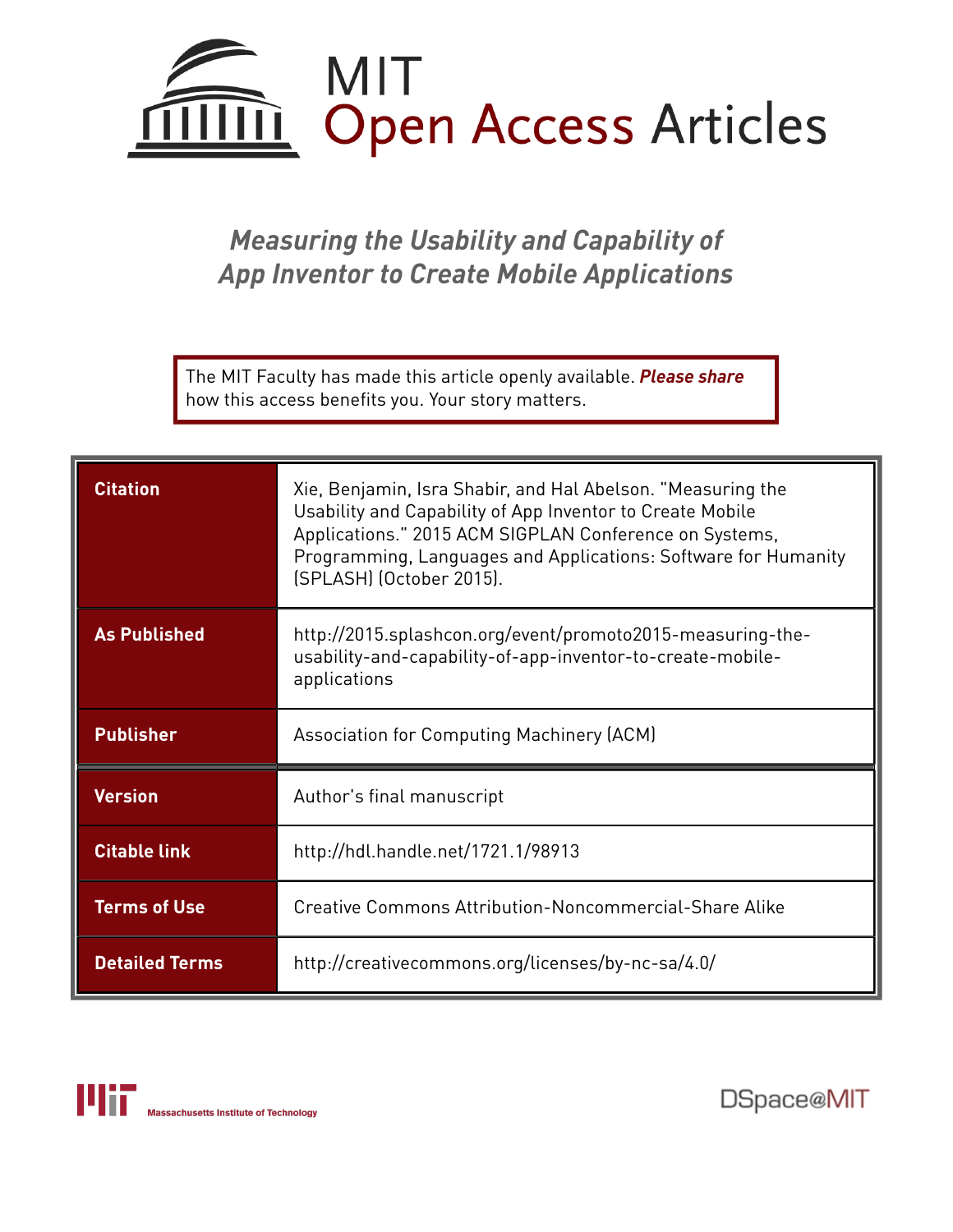# MIT Open Access Articles

## *Measuring the Usability and Capability of App Inventor to Create Mobile Applications*

The MIT Faculty has made this article openly available. ***Please share*** how this access benefits you. Your story matters.

| | |
|---|---|
| **Citation** | Xie, Benjamin, Isra Shabir, and Hal Abelson. "Measuring the Usability and Capability of App Inventor to Create Mobile Applications." 2015 ACM SIGPLAN Conference on Systems, Programming, Languages and Applications: Software for Humanity (SPLASH) (October 2015). |
| **As Published** | http://2015.splashcon.org/event/promoto2015-measuring-the-usability-and-capability-of-app-inventor-to-create-mobile-applications |
| **Publisher** | Association for Computing Machinery (ACM) |
| **Version** | Author's final manuscript |
| **Citable link** | http://hdl.handle.net/1721.1/98913 |
| **Terms of Use** | Creative Commons Attribution-Noncommercial-Share Alike |
| **Detailed Terms** | http://creativecommons.org/licenses/by-nc-sa/4.0/ |

Massachusetts Institute of Technology

DSpace@MIT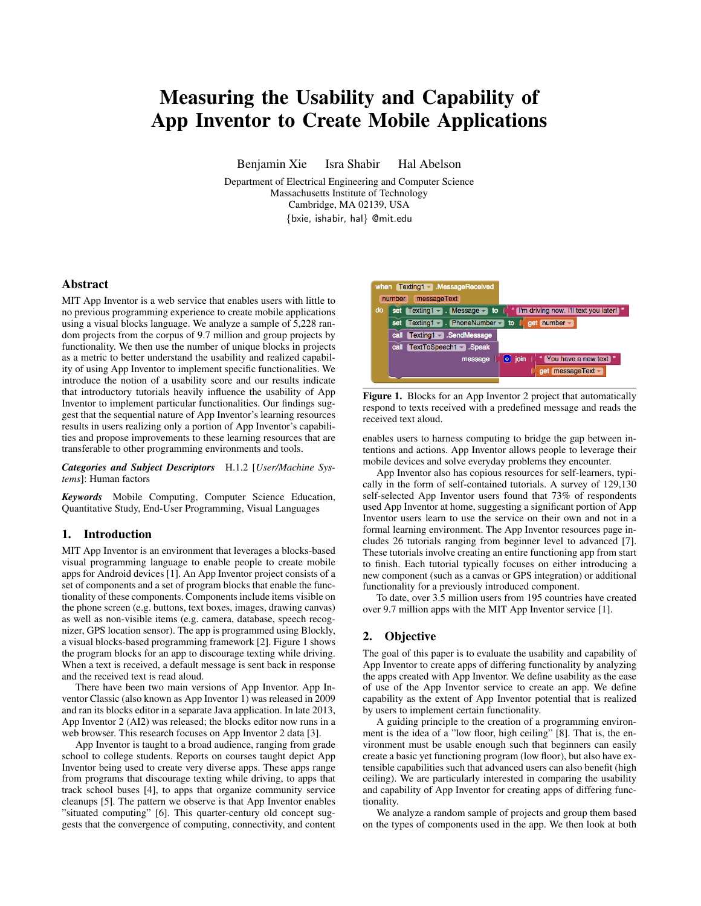# Measuring the Usability and Capability of App Inventor to Create Mobile Applications

Benjamin Xie    Isra Shabir    Hal Abelson

Department of Electrical Engineering and Computer Science
Massachusetts Institute of Technology
Cambridge, MA 02139, USA
{bxie, ishabir, hal} @mit.edu

## Abstract

MIT App Inventor is a web service that enables users with little to no previous programming experience to create mobile applications using a visual blocks language. We analyze a sample of 5,228 random projects from the corpus of 9.7 million and group projects by functionality. We then use the number of unique blocks in projects as a metric to better understand the usability and realized capability of using App Inventor to implement specific functionalities. We introduce the notion of a usability score and our results indicate that introductory tutorials heavily influence the usability of App Inventor to implement particular functionalities. Our findings suggest that the sequential nature of App Inventor's learning resources results in users realizing only a portion of App Inventor's capabilities and propose improvements to these learning resources that are transferable to other programming environments and tools.

***Categories and Subject Descriptors*** H.1.2 [*User/Machine Systems*]: Human factors

***Keywords*** Mobile Computing, Computer Science Education, Quantitative Study, End-User Programming, Visual Languages

## 1. Introduction

MIT App Inventor is an environment that leverages a blocks-based visual programming language to enable people to create mobile apps for Android devices [1]. An App Inventor project consists of a set of components and a set of program blocks that enable the functionality of these components. Components include items visible on the phone screen (e.g. buttons, text boxes, images, drawing canvas) as well as non-visible items (e.g. camera, database, speech recognizer, GPS location sensor). The app is programmed using Blockly, a visual blocks-based programming framework [2]. Figure 1 shows the program blocks for an app to discourage texting while driving. When a text is received, a default message is sent back in response and the received text is read aloud.

There have been two main versions of App Inventor. App Inventor Classic (also known as App Inventor 1) was released in 2009 and ran its blocks editor in a separate Java application. In late 2013, App Inventor 2 (AI2) was released; the blocks editor now runs in a web browser. This research focuses on App Inventor 2 data [3].

App Inventor is taught to a broad audience, ranging from grade school to college students. Reports on courses taught depict App Inventor being used to create very diverse apps. These apps range from programs that discourage texting while driving, to apps that track school buses [4], to apps that organize community service cleanups [5]. The pattern we observe is that App Inventor enables "situated computing" [6]. This quarter-century old concept suggests that the convergence of computing, connectivity, and content enables users to harness computing to bridge the gap between intentions and actions. App Inventor allows people to leverage their mobile devices and solve everyday problems they encounter.

```
when Texting1 .MessageReceived
  number  messageText
do  set Texting1 . Message to " I'm driving now. I'll text you later! "
    set Texting1 . PhoneNumber to get number
    call Texting1 .SendMessage
    call TextToSpeech1 .Speak
                        message  join " You have a new text "
                                      get messageText
```

**Figure 1.** Blocks for an App Inventor 2 project that automatically respond to texts received with a predefined message and reads the received text aloud.

App Inventor also has copious resources for self-learners, typically in the form of self-contained tutorials. A survey of 129,130 self-selected App Inventor users found that 73% of respondents used App Inventor at home, suggesting a significant portion of App Inventor users learn to use the service on their own and not in a formal learning environment. The App Inventor resources page includes 26 tutorials ranging from beginner level to advanced [7]. These tutorials involve creating an entire functioning app from start to finish. Each tutorial typically focuses on either introducing a new component (such as a canvas or GPS integration) or additional functionality for a previously introduced component.

To date, over 3.5 million users from 195 countries have created over 9.7 million apps with the MIT App Inventor service [1].

## 2. Objective

The goal of this paper is to evaluate the usability and capability of App Inventor to create apps of differing functionality by analyzing the apps created with App Inventor. We define usability as the ease of use of the App Inventor service to create an app. We define capability as the extent of App Inventor potential that is realized by users to implement certain functionality.

A guiding principle to the creation of a programming environment is the idea of a "low floor, high ceiling" [8]. That is, the environment must be usable enough such that beginners can easily create a basic yet functioning program (low floor), but also have extensible capabilities such that advanced users can also benefit (high ceiling). We are particularly interested in comparing the usability and capability of App Inventor for creating apps of differing functionality.

We analyze a random sample of projects and group them based on the types of components used in the app. We then look at both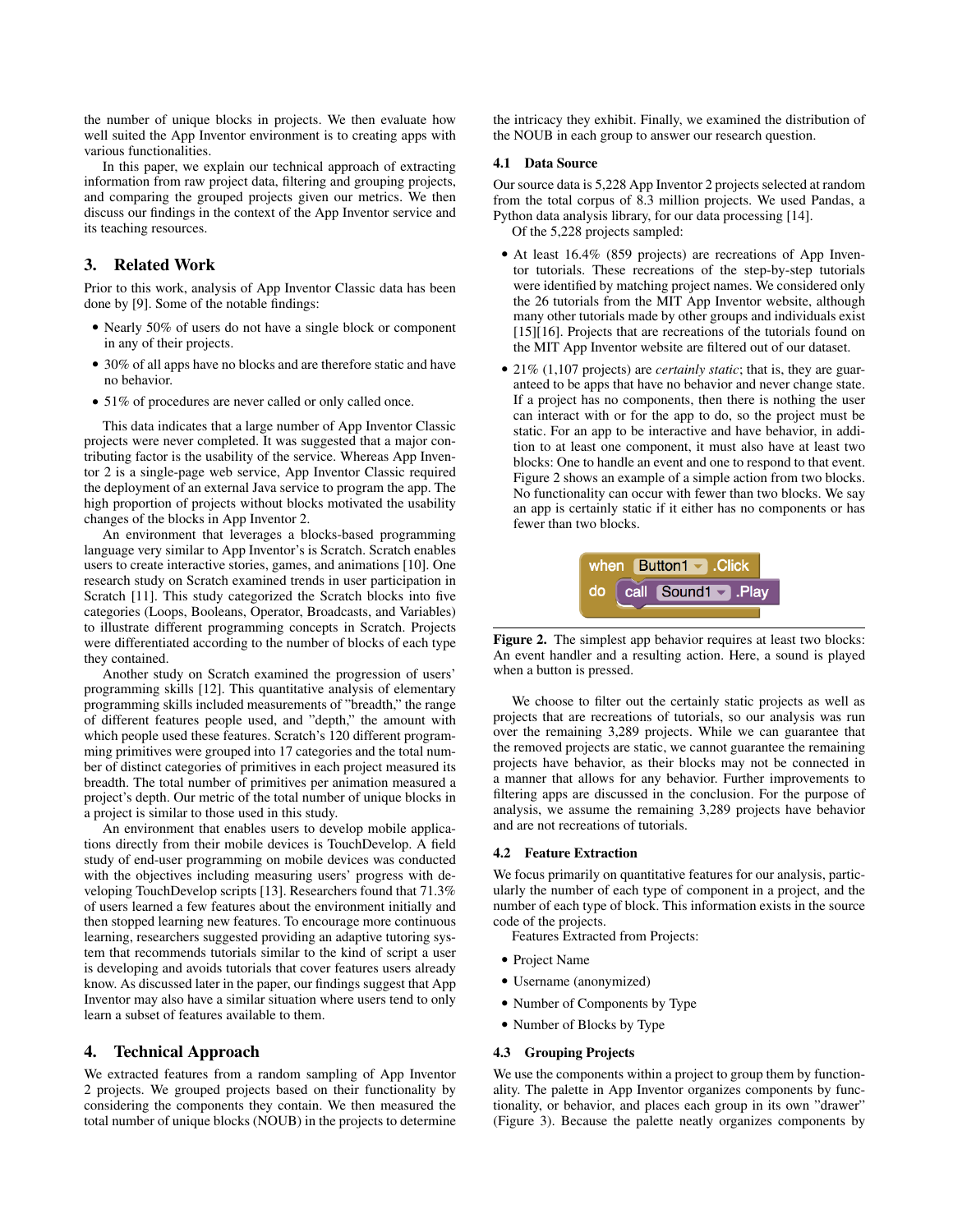the number of unique blocks in projects. We then evaluate how well suited the App Inventor environment is to creating apps with various functionalities.

In this paper, we explain our technical approach of extracting information from raw project data, filtering and grouping projects, and comparing the grouped projects given our metrics. We then discuss our findings in the context of the App Inventor service and its teaching resources.

## 3. Related Work

Prior to this work, analysis of App Inventor Classic data has been done by [9]. Some of the notable findings:

- Nearly 50% of users do not have a single block or component in any of their projects.
- 30% of all apps have no blocks and are therefore static and have no behavior.
- 51% of procedures are never called or only called once.

This data indicates that a large number of App Inventor Classic projects were never completed. It was suggested that a major contributing factor is the usability of the service. Whereas App Inventor 2 is a single-page web service, App Inventor Classic required the deployment of an external Java service to program the app. The high proportion of projects without blocks motivated the usability changes of the blocks in App Inventor 2.

An environment that leverages a blocks-based programming language very similar to App Inventor's is Scratch. Scratch enables users to create interactive stories, games, and animations [10]. One research study on Scratch examined trends in user participation in Scratch [11]. This study categorized the Scratch blocks into five categories (Loops, Booleans, Operator, Broadcasts, and Variables) to illustrate different programming concepts in Scratch. Projects were differentiated according to the number of blocks of each type they contained.

Another study on Scratch examined the progression of users' programming skills [12]. This quantitative analysis of elementary programming skills included measurements of "breadth," the range of different features people used, and "depth," the amount with which people used these features. Scratch's 120 different programming primitives were grouped into 17 categories and the total number of distinct categories of primitives in each project measured its breadth. The total number of primitives per animation measured a project's depth. Our metric of the total number of unique blocks in a project is similar to those used in this study.

An environment that enables users to develop mobile applications directly from their mobile devices is TouchDevelop. A field study of end-user programming on mobile devices was conducted with the objectives including measuring users' progress with developing TouchDevelop scripts [13]. Researchers found that 71.3% of users learned a few features about the environment initially and then stopped learning new features. To encourage more continuous learning, researchers suggested providing an adaptive tutoring system that recommends tutorials similar to the kind of script a user is developing and avoids tutorials that cover features users already know. As discussed later in the paper, our findings suggest that App Inventor may also have a similar situation where users tend to only learn a subset of features available to them.

## 4. Technical Approach

We extracted features from a random sampling of App Inventor 2 projects. We grouped projects based on their functionality by considering the components they contain. We then measured the total number of unique blocks (NOUB) in the projects to determine the intricacy they exhibit. Finally, we examined the distribution of the NOUB in each group to answer our research question.

### 4.1 Data Source

Our source data is 5,228 App Inventor 2 projects selected at random from the total corpus of 8.3 million projects. We used Pandas, a Python data analysis library, for our data processing [14].

Of the 5,228 projects sampled:

- At least 16.4% (859 projects) are recreations of App Inventor tutorials. These recreations of the step-by-step tutorials were identified by matching project names. We considered only the 26 tutorials from the MIT App Inventor website, although many other tutorials made by other groups and individuals exist [15][16]. Projects that are recreations of the tutorials found on the MIT App Inventor website are filtered out of our dataset.
- 21% (1,107 projects) are *certainly static*; that is, they are guaranteed to be apps that have no behavior and never change state. If a project has no components, then there is nothing the user can interact with or for the app to do, so the project must be static. For an app to be interactive and have behavior, in addition to at least one component, it must also have at least two blocks: One to handle an event and one to respond to that event. Figure 2 shows an example of a simple action from two blocks. No functionality can occur with fewer than two blocks. We say an app is certainly static if it either has no components or has fewer than two blocks.

**Figure 2.** The simplest app behavior requires at least two blocks: An event handler and a resulting action. Here, a sound is played when a button is pressed.

We choose to filter out the certainly static projects as well as projects that are recreations of tutorials, so our analysis was run over the remaining 3,289 projects. While we can guarantee that the removed projects are static, we cannot guarantee the remaining projects have behavior, as their blocks may not be connected in a manner that allows for any behavior. Further improvements to filtering apps are discussed in the conclusion. For the purpose of analysis, we assume the remaining 3,289 projects have behavior and are not recreations of tutorials.

### 4.2 Feature Extraction

We focus primarily on quantitative features for our analysis, particularly the number of each type of component in a project, and the number of each type of block. This information exists in the source code of the projects.

Features Extracted from Projects:

- Project Name
- Username (anonymized)
- Number of Components by Type
- Number of Blocks by Type

### 4.3 Grouping Projects

We use the components within a project to group them by functionality. The palette in App Inventor organizes components by functionality, or behavior, and places each group in its own "drawer" (Figure 3). Because the palette neatly organizes components by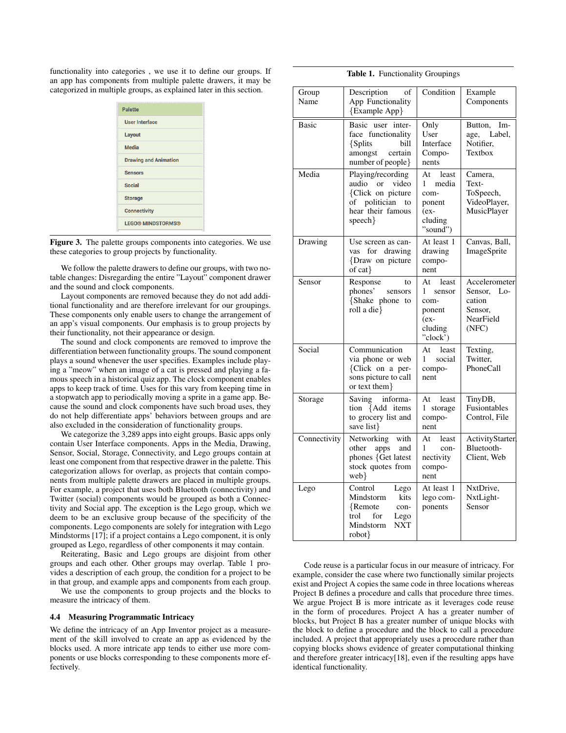functionality into categories , we use it to define our groups. If an app has components from multiple palette drawers, it may be categorized in multiple groups, as explained later in this section.

**Figure 3.** The palette groups components into categories. We use these categories to group projects by functionality.

We follow the palette drawers to define our groups, with two notable changes: Disregarding the entire "Layout" component drawer and the sound and clock components.

Layout components are removed because they do not add additional functionality and are therefore irrelevant for our groupings. These components only enable users to change the arrangement of an app's visual components. Our emphasis is to group projects by their functionality, not their appearance or design.

The sound and clock components are removed to improve the differentiation between functionality groups. The sound component plays a sound whenever the user specifies. Examples include playing a "meow" when an image of a cat is pressed and playing a famous speech in a historical quiz app. The clock component enables apps to keep track of time. Uses for this vary from keeping time in a stopwatch app to periodically moving a sprite in a game app. Because the sound and clock components have such broad uses, they do not help differentiate apps' behaviors between groups and are also excluded in the consideration of functionality groups.

We categorize the 3,289 apps into eight groups. Basic apps only contain User Interface components. Apps in the Media, Drawing, Sensor, Social, Storage, Connectivity, and Lego groups contain at least one component from that respective drawer in the palette. This categorization allows for overlap, as projects that contain components from multiple palette drawers are placed in multiple groups. For example, a project that uses both Bluetooth (connectivity) and Twitter (social) components would be grouped as both a Connectivity and Social app. The exception is the Lego group, which we deem to be an exclusive group because of the specificity of the components. Lego components are solely for integration with Lego Mindstorms [17]; if a project contains a Lego component, it is only grouped as Lego, regardless of other components it may contain.

Reiterating, Basic and Lego groups are disjoint from other groups and each other. Other groups may overlap. Table 1 provides a description of each group, the condition for a project to be in that group, and example apps and components from each group.

We use the components to group projects and the blocks to measure the intricacy of them.

### 4.4 Measuring Programmatic Intricacy

We define the intricacy of an App Inventor project as a measurement of the skill involved to create an app as evidenced by the blocks used. A more intricate app tends to either use more components or use blocks corresponding to these components more effectively.

**Table 1.** Functionality Groupings

| Group Name | Description of App Functionality {Example App} | Condition | Example Components |
|---|---|---|---|
| Basic | Basic user interface functionality {Splits bill amongst certain number of people} | Only User Interface Components | Button, Image, Label, Notifier, Textbox |
| Media | Playing/recording audio or video {Click on picture of politician to hear their famous speech} | At least 1 media component (excluding "sound") | Camera, Text-ToSpeech, VideoPlayer, MusicPlayer |
| Drawing | Use screen as canvas for drawing {Draw on picture of cat} | At least 1 drawing component | Canvas, Ball, ImageSprite |
| Sensor | Response to phones' sensors {Shake phone to roll a die} | At least 1 sensor component (excluding "clock') | Accelerometer Sensor, Location Sensor, NearField (NFC) |
| Social | Communication via phone or web {Click on a persons picture to call or text them} | At least 1 social component | Texting, Twitter, PhoneCall |
| Storage | Saving information {Add items to grocery list and save list} | At least 1 storage component | TinyDB, Fusiontables Control, File |
| Connectivity | Networking with other apps and phones {Get latest stock quotes from web} | At least 1 connectivity component | ActivityStarter, Bluetooth-Client, Web |
| Lego | Control Lego Mindstorm kits {Remote control for Lego Mindstorm NXT robot} | At least 1 lego components | NxtDrive, NxtLight-Sensor |

Code reuse is a particular focus in our measure of intricacy. For example, consider the case where two functionally similar projects exist and Project A copies the same code in three locations whereas Project B defines a procedure and calls that procedure three times. We argue Project B is more intricate as it leverages code reuse in the form of procedures. Project A has a greater number of blocks, but Project B has a greater number of unique blocks with the block to define a procedure and the block to call a procedure included. A project that appropriately uses a procedure rather than copying blocks shows evidence of greater computational thinking and therefore greater intricacy[18], even if the resulting apps have identical functionality.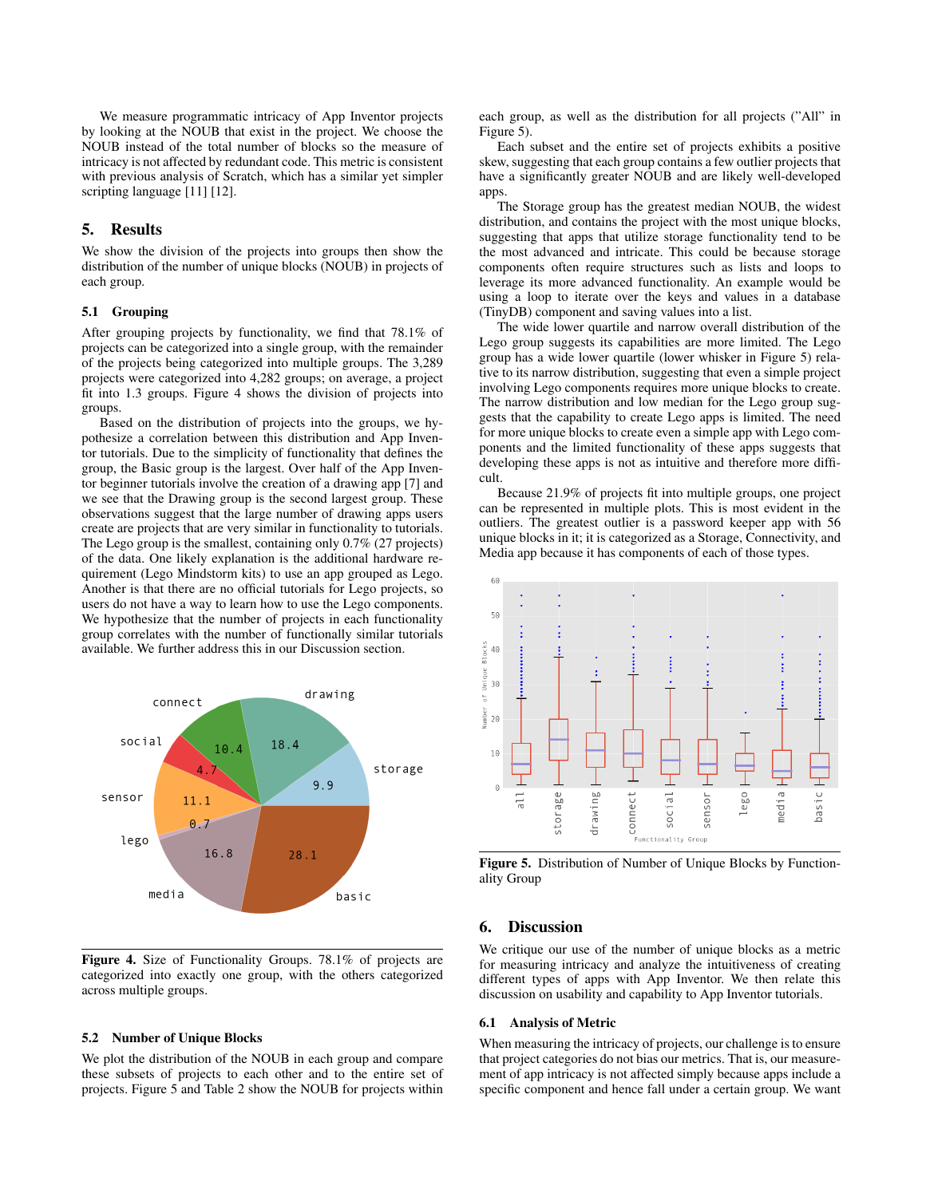We measure programmatic intricacy of App Inventor projects by looking at the NOUB that exist in the project. We choose the NOUB instead of the total number of blocks so the measure of intricacy is not affected by redundant code. This metric is consistent with previous analysis of Scratch, which has a similar yet simpler scripting language [11] [12].

## 5. Results

We show the division of the projects into groups then show the distribution of the number of unique blocks (NOUB) in projects of each group.

### 5.1 Grouping

After grouping projects by functionality, we find that 78.1% of projects can be categorized into a single group, with the remainder of the projects being categorized into multiple groups. The 3,289 projects were categorized into 4,282 groups; on average, a project fit into 1.3 groups. Figure 4 shows the division of projects into groups.

Based on the distribution of projects into the groups, we hypothesize a correlation between this distribution and App Inventor tutorials. Due to the simplicity of functionality that defines the group, the Basic group is the largest. Over half of the App Inventor beginner tutorials involve the creation of a drawing app [7] and we see that the Drawing group is the second largest group. These observations suggest that the large number of drawing apps users create are projects that are very similar in functionality to tutorials. The Lego group is the smallest, containing only 0.7% (27 projects) of the data. One likely explanation is the additional hardware requirement (Lego Mindstorm kits) to use an app grouped as Lego. Another is that there are no official tutorials for Lego projects, so users do not have a way to learn how to use the Lego components. We hypothesize that the number of projects in each functionality group correlates with the number of functionally similar tutorials available. We further address this in our Discussion section.

**Figure 4.** Size of Functionality Groups. 78.1% of projects are categorized into exactly one group, with the others categorized across multiple groups.

### 5.2 Number of Unique Blocks

We plot the distribution of the NOUB in each group and compare these subsets of projects to each other and to the entire set of projects. Figure 5 and Table 2 show the NOUB for projects within each group, as well as the distribution for all projects ("All" in Figure 5).

Each subset and the entire set of projects exhibits a positive skew, suggesting that each group contains a few outlier projects that have a significantly greater NOUB and are likely well-developed apps.

The Storage group has the greatest median NOUB, the widest distribution, and contains the project with the most unique blocks, suggesting that apps that utilize storage functionality tend to be the most advanced and intricate. This could be because storage components often require structures such as lists and loops to leverage its more advanced functionality. An example would be using a loop to iterate over the keys and values in a database (TinyDB) component and saving values into a list.

The wide lower quartile and narrow overall distribution of the Lego group suggests its capabilities are more limited. The Lego group has a wide lower quartile (lower whisker in Figure 5) relative to its narrow distribution, suggesting that even a simple project involving Lego components requires more unique blocks to create. The narrow distribution and low median for the Lego group suggests that the capability to create Lego apps is limited. The need for more unique blocks to create even a simple app with Lego components and the limited functionality of these apps suggests that developing these apps is not as intuitive and therefore more difficult.

Because 21.9% of projects fit into multiple groups, one project can be represented in multiple plots. This is most evident in the outliers. The greatest outlier is a password keeper app with 56 unique blocks in it; it is categorized as a Storage, Connectivity, and Media app because it has components of each of those types.

**Figure 5.** Distribution of Number of Unique Blocks by Functionality Group

## 6. Discussion

We critique our use of the number of unique blocks as a metric for measuring intricacy and analyze the intuitiveness of creating different types of apps with App Inventor. We then relate this discussion on usability and capability to App Inventor tutorials.

### 6.1 Analysis of Metric

When measuring the intricacy of projects, our challenge is to ensure that project categories do not bias our metrics. That is, our measurement of app intricacy is not affected simply because apps include a specific component and hence fall under a certain group. We want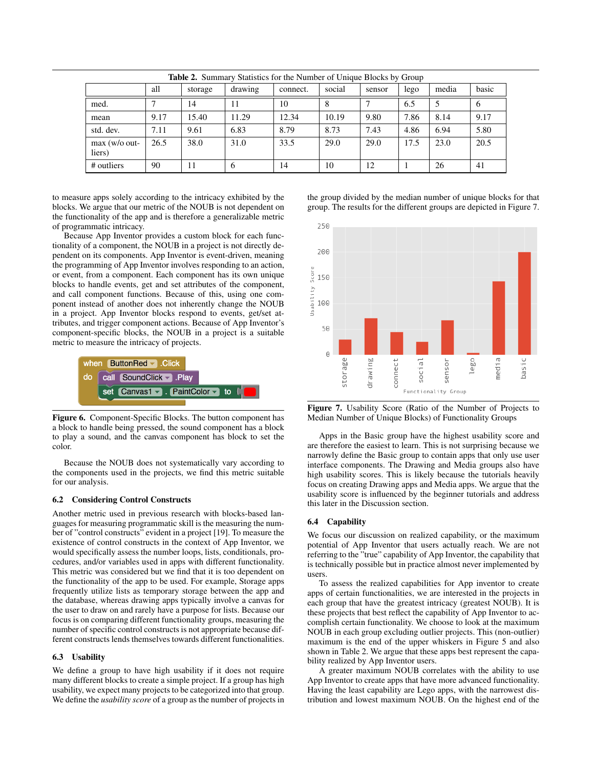**Table 2.** Summary Statistics for the Number of Unique Blocks by Group

| | all | storage | drawing | connect. | social | sensor | lego | media | basic |
|---|---|---|---|---|---|---|---|---|---|
| med. | 7 | 14 | 11 | 10 | 8 | 7 | 6.5 | 5 | 6 |
| mean | 9.17 | 15.40 | 11.29 | 12.34 | 10.19 | 9.80 | 7.86 | 8.14 | 9.17 |
| std. dev. | 7.11 | 9.61 | 6.83 | 8.79 | 8.73 | 7.43 | 4.86 | 6.94 | 5.80 |
| max (w/o outliers) | 26.5 | 38.0 | 31.0 | 33.5 | 29.0 | 29.0 | 17.5 | 23.0 | 20.5 |
| # outliers | 90 | 11 | 6 | 14 | 10 | 12 | 1 | 26 | 41 |

to measure apps solely according to the intricacy exhibited by the blocks. We argue that our metric of the NOUB is not dependent on the functionality of the app and is therefore a generalizable metric of programmatic intricacy.

Because App Inventor provides a custom block for each functionality of a component, the NOUB in a project is not directly dependent on its components. App Inventor is event-driven, meaning the programming of App Inventor involves responding to an action, or event, from a component. Each component has its own unique blocks to handle events, get and set attributes of the component, and call component functions. Because of this, using one component instead of another does not inherently change the NOUB in a project. App Inventor blocks respond to events, get/set attributes, and trigger component actions. Because of App Inventor's component-specific blocks, the NOUB in a project is a suitable metric to measure the intricacy of projects.

**Figure 6.** Component-Specific Blocks. The button component has a block to handle being pressed, the sound component has a block to play a sound, and the canvas component has block to set the color.

Because the NOUB does not systematically vary according to the components used in the projects, we find this metric suitable for our analysis.

### 6.2 Considering Control Constructs

Another metric used in previous research with blocks-based languages for measuring programmatic skill is the measuring the number of "control constructs" evident in a project [19]. To measure the existence of control constructs in the context of App Inventor, we would specifically assess the number loops, lists, conditionals, procedures, and/or variables used in apps with different functionality. This metric was considered but we find that it is too dependent on the functionality of the app to be used. For example, Storage apps frequently utilize lists as temporary storage between the app and the database, whereas drawing apps typically involve a canvas for the user to draw on and rarely have a purpose for lists. Because our focus is on comparing different functionality groups, measuring the number of specific control constructs is not appropriate because different constructs lends themselves towards different functionalities.

### 6.3 Usability

We define a group to have high usability if it does not require many different blocks to create a simple project. If a group has high usability, we expect many projects to be categorized into that group. We define the *usability score* of a group as the number of projects in the group divided by the median number of unique blocks for that group. The results for the different groups are depicted in Figure 7.

**Figure 7.** Usability Score (Ratio of the Number of Projects to Median Number of Unique Blocks) of Functionality Groups

Apps in the Basic group have the highest usability score and are therefore the easiest to learn. This is not surprising because we narrowly define the Basic group to contain apps that only use user interface components. The Drawing and Media groups also have high usability scores. This is likely because the tutorials heavily focus on creating Drawing apps and Media apps. We argue that the usability score is influenced by the beginner tutorials and address this later in the Discussion section.

### 6.4 Capability

We focus our discussion on realized capability, or the maximum potential of App Inventor that users actually reach. We are not referring to the "true" capability of App Inventor, the capability that is technically possible but in practice almost never implemented by users.

To assess the realized capabilities for App inventor to create apps of certain functionalities, we are interested in the projects in each group that have the greatest intricacy (greatest NOUB). It is these projects that best reflect the capability of App Inventor to accomplish certain functionality. We choose to look at the maximum NOUB in each group excluding outlier projects. This (non-outlier) maximum is the end of the upper whiskers in Figure 5 and also shown in Table 2. We argue that these apps best represent the capability realized by App Inventor users.

A greater maximum NOUB correlates with the ability to use App Inventor to create apps that have more advanced functionality. Having the least capability are Lego apps, with the narrowest distribution and lowest maximum NOUB. On the highest end of the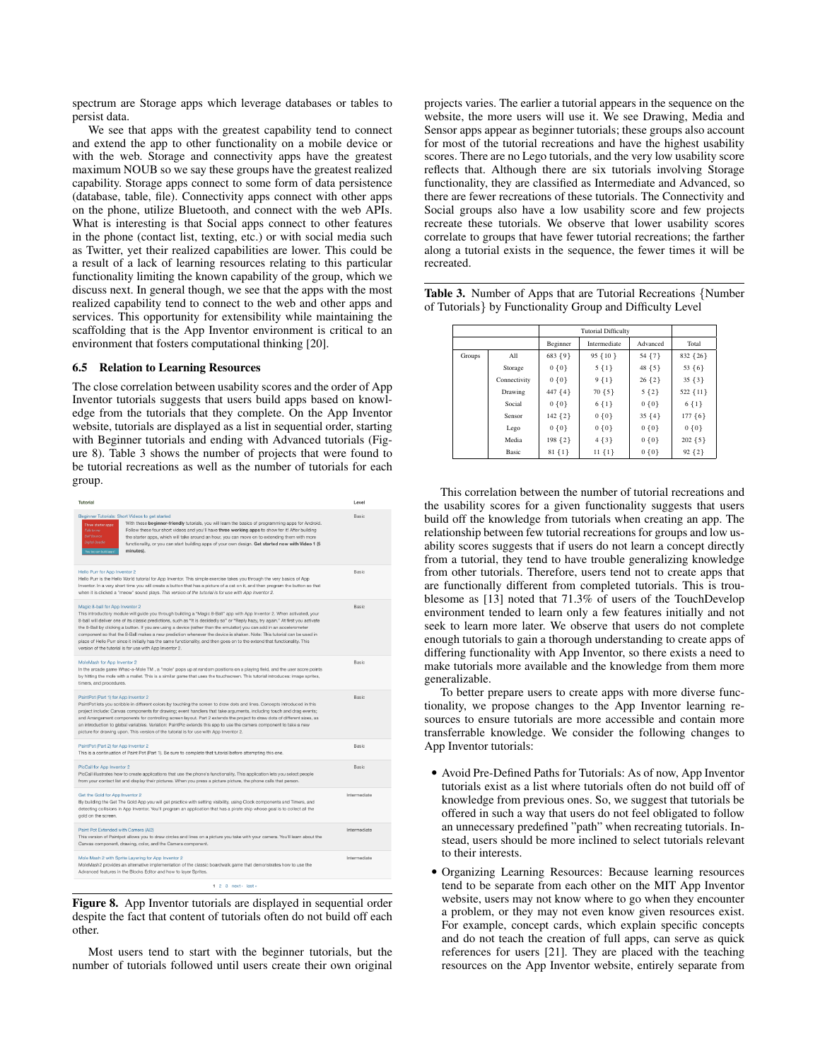spectrum are Storage apps which leverage databases or tables to persist data.

We see that apps with the greatest capability tend to connect and extend the app to other functionality on a mobile device or with the web. Storage and connectivity apps have the greatest maximum NOUB so we say these groups have the greatest realized capability. Storage apps connect to some form of data persistence (database, table, file). Connectivity apps connect with other apps on the phone, utilize Bluetooth, and connect with the web APIs. What is interesting is that Social apps connect to other features in the phone (contact list, texting, etc.) or with social media such as Twitter, yet their realized capabilities are lower. This could be a result of a lack of learning resources relating to this particular functionality limiting the known capability of the group, which we discuss next. In general though, we see that the apps with the most realized capability tend to connect to the web and other apps and services. This opportunity for extensibility while maintaining the scaffolding that is the App Inventor environment is critical to an environment that fosters computational thinking [20].

### 6.5 Relation to Learning Resources

The close correlation between usability scores and the order of App Inventor tutorials suggests that users build apps based on knowledge from the tutorials that they complete. On the App Inventor website, tutorials are displayed as a list in sequential order, starting with Beginner tutorials and ending with Advanced tutorials (Figure 8). Table 3 shows the number of projects that were found to be tutorial recreations as well as the number of tutorials for each group.

Tutorial | Level

Beginner Tutorials: Short Videos to get started — With these beginner-friendly tutorials, you will learn the basics of programming apps for Android. Follow these four short videos and you'll have three working apps to show for it! After building the starter apps, which will take around an hour, you can move on to extending them with more functionality, or you can start building apps of your own design. Get started now with Video 1 (5 minutes). — Basic

Hello Purr for App Inventor 2 — Hello Purr is the Hello World tutorial for App Inventor. This simple exercise takes you through the very basics of App Inventor. In a very short time you will create a button that has a picture of a cat on it, and then program the button so that when it is clicked a "meow" sound plays. This version of the tutorial is for use with App Inventor 2. — Basic

Magic 8-ball for App Inventor 2 — This introductory module will guide you through building a "Magic 8-Ball" app with App Inventor 2. When activated, your 8-ball will deliver one of its classic predictions, such as "It is decidedly so" or "Reply hazy, try again." At first you activate the 8-Ball by clicking a button. If you are using a device (rather than the emulator) you can add in an accelerometer component so that the 8-Ball makes a new prediction whenever the device is shaken. Note: This tutorial can be used in place of Hello Purr since it initially has the same functionality, and then goes on to the extend that functionality. This version of the tutorial is for use with App Inventor 2. — Basic

MoleMash for App Inventor 2 — In the arcade game Whac-a-Mole TM, a "mole" pops up at random positions on a playing field, and the user score points by hitting the mole with a mallet. This is a similar game that uses the touchscreen. This tutorial introduces: image sprites, timers, and procedures. — Basic

PaintPot (Part 1) for App Inventor 2 — PaintPot lets you scribble in different colors by touching the screen to draw dots and lines. Concepts introduced in this project include: Canvas components for drawing; event handlers that take arguments, including touch and drag events; and Arrangement components for controlling screen layout. Part 2 extends the project to draw dots of different sizes, as an introduction to global variables. Variation: PaintPic extends this app to use the camera component to take a new picture for drawing upon. This version of the tutorial is for use with App Inventor 2. — Basic

PaintPot (Part 2) for App Inventor 2 — This is a continuation of Paint Pot (Part 1). Be sure to complete that tutorial before attempting this one. — Basic

PicCall for App Inventor 2 — PicCall illustrates how to create applications that use the phone's functionality. This application lets you select people from your contact list and display their pictures. When you press a picture picture, the phone calls that person. — Basic

Get the Gold for App Inventor 2 — By building the Get The Gold App you will get practice with setting visibility, using Clock components and Timers, and detecting collisions in App Inventor. You'll program an application that has a pirate ship whose goal is to collect all the gold on the screen. — Intermediate

Paint Pot Extended with Camera (AI2) — This version of Paintpot allows you to draw circles and lines on a picture you take with your camera. You'll learn about the Canvas component, drawing, color, and the Camera component. — Intermediate

Mole Mash 2 with Sprite Layering for App Inventor 2 — MoleMash2 provides an alternative implementation of the classic boardwalk game that demonstrates how to use the Advanced features in the Blocks Editor and how to layer Sprites. — Intermediate

1 2 3 next› last»

**Figure 8.** App Inventor tutorials are displayed in sequential order despite the fact that content of tutorials often do not build off each other.

Most users tend to start with the beginner tutorials, but the number of tutorials followed until users create their own original projects varies. The earlier a tutorial appears in the sequence on the website, the more users will use it. We see Drawing, Media and Sensor apps appear as beginner tutorials; these groups also account for most of the tutorial recreations and have the highest usability scores. There are no Lego tutorials, and the very low usability score reflects that. Although there are six tutorials involving Storage functionality, they are classified as Intermediate and Advanced, so there are fewer recreations of these tutorials. The Connectivity and Social groups also have a low usability score and few projects recreate these tutorials. We observe that lower usability scores correlate to groups that have fewer tutorial recreations; the farther along a tutorial exists in the sequence, the fewer times it will be recreated.

**Table 3.** Number of Apps that are Tutorial Recreations {Number of Tutorials} by Functionality Group and Difficulty Level

| | | Tutorial Difficulty | | | |
|---|---|---|---|---|---|
| | | Beginner | Intermediate | Advanced | Total |
| Groups | All | 683 {9} | 95 {10} | 54 {7} | 832 {26} |
| | Storage | 0 {0} | 5 {1} | 48 {5} | 53 {6} |
| | Connectivity | 0 {0} | 9 {1} | 26 {2} | 35 {3} |
| | Drawing | 447 {4} | 70 {5} | 5 {2} | 522 {11} |
| | Social | 0 {0} | 6 {1} | 0 {0} | 6 {1} |
| | Sensor | 142 {2} | 0 {0} | 35 {4} | 177 {6} |
| | Lego | 0 {0} | 0 {0} | 0 {0} | 0 {0} |
| | Media | 198 {2} | 4 {3} | 0 {0} | 202 {5} |
| | Basic | 81 {1} | 11 {1} | 0 {0} | 92 {2} |

This correlation between the number of tutorial recreations and the usability scores for a given functionality suggests that users build off the knowledge from tutorials when creating an app. The relationship between few tutorial recreations for groups and low usability scores suggests that if users do not learn a concept directly from a tutorial, they tend to have trouble generalizing knowledge from other tutorials. Therefore, users tend not to create apps that are functionally different from completed tutorials. This is troublesome as [13] noted that 71.3% of users of the TouchDevelop environment tended to learn only a few features initially and not seek to learn more later. We observe that users do not complete enough tutorials to gain a thorough understanding to create apps of differing functionality with App Inventor, so there exists a need to make tutorials more available and the knowledge from them more generalizable.

To better prepare users to create apps with more diverse functionality, we propose changes to the App Inventor learning resources to ensure tutorials are more accessible and contain more transferrable knowledge. We consider the following changes to App Inventor tutorials:

- Avoid Pre-Defined Paths for Tutorials: As of now, App Inventor tutorials exist as a list where tutorials often do not build off of knowledge from previous ones. So, we suggest that tutorials be offered in such a way that users do not feel obligated to follow an unnecessary predefined "path" when recreating tutorials. Instead, users should be more inclined to select tutorials relevant to their interests.
- Organizing Learning Resources: Because learning resources tend to be separate from each other on the MIT App Inventor website, users may not know where to go when they encounter a problem, or they may not even know given resources exist. For example, concept cards, which explain specific concepts and do not teach the creation of full apps, can serve as quick references for users [21]. They are placed with the teaching resources on the App Inventor website, entirely separate from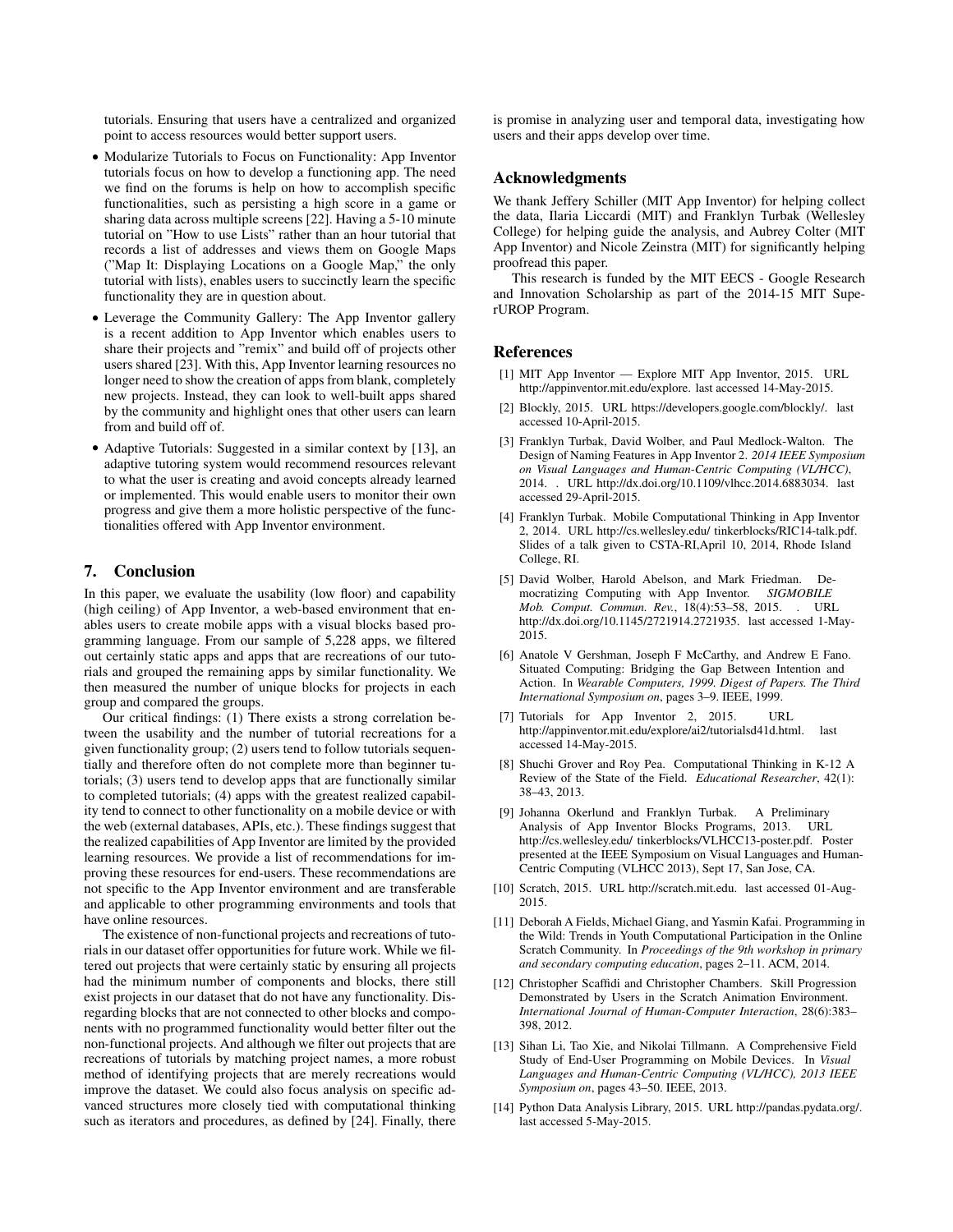tutorials. Ensuring that users have a centralized and organized point to access resources would better support users.

- Modularize Tutorials to Focus on Functionality: App Inventor tutorials focus on how to develop a functioning app. The need we find on the forums is help on how to accomplish specific functionalities, such as persisting a high score in a game or sharing data across multiple screens [22]. Having a 5-10 minute tutorial on "How to use Lists" rather than an hour tutorial that records a list of addresses and views them on Google Maps ("Map It: Displaying Locations on a Google Map," the only tutorial with lists), enables users to succinctly learn the specific functionality they are in question about.
- Leverage the Community Gallery: The App Inventor gallery is a recent addition to App Inventor which enables users to share their projects and "remix" and build off of projects other users shared [23]. With this, App Inventor learning resources no longer need to show the creation of apps from blank, completely new projects. Instead, they can look to well-built apps shared by the community and highlight ones that other users can learn from and build off of.
- Adaptive Tutorials: Suggested in a similar context by [13], an adaptive tutoring system would recommend resources relevant to what the user is creating and avoid concepts already learned or implemented. This would enable users to monitor their own progress and give them a more holistic perspective of the functionalities offered with App Inventor environment.

## 7. Conclusion

In this paper, we evaluate the usability (low floor) and capability (high ceiling) of App Inventor, a web-based environment that enables users to create mobile apps with a visual blocks based programming language. From our sample of 5,228 apps, we filtered out certainly static apps and apps that are recreations of our tutorials and grouped the remaining apps by similar functionality. We then measured the number of unique blocks for projects in each group and compared the groups.

Our critical findings: (1) There exists a strong correlation between the usability and the number of tutorial recreations for a given functionality group; (2) users tend to follow tutorials sequentially and therefore often do not complete more than beginner tutorials; (3) users tend to develop apps that are functionally similar to completed tutorials; (4) apps with the greatest realized capability tend to connect to other functionality on a mobile device or with the web (external databases, APIs, etc.). These findings suggest that the realized capabilities of App Inventor are limited by the provided learning resources. We provide a list of recommendations for improving these resources for end-users. These recommendations are not specific to the App Inventor environment and are transferable and applicable to other programming environments and tools that have online resources.

The existence of non-functional projects and recreations of tutorials in our dataset offer opportunities for future work. While we filtered out projects that were certainly static by ensuring all projects had the minimum number of components and blocks, there still exist projects in our dataset that do not have any functionality. Disregarding blocks that are not connected to other blocks and components with no programmed functionality would better filter out the non-functional projects. And although we filter out projects that are recreations of tutorials by matching project names, a more robust method of identifying projects that are merely recreations would improve the dataset. We could also focus analysis on specific advanced structures more closely tied with computational thinking such as iterators and procedures, as defined by [24]. Finally, there is promise in analyzing user and temporal data, investigating how users and their apps develop over time.

## Acknowledgments

We thank Jeffery Schiller (MIT App Inventor) for helping collect the data, Ilaria Liccardi (MIT) and Franklyn Turbak (Wellesley College) for helping guide the analysis, and Aubrey Colter (MIT App Inventor) and Nicole Zeinstra (MIT) for significantly helping proofread this paper.

This research is funded by the MIT EECS - Google Research and Innovation Scholarship as part of the 2014-15 MIT SuperUROP Program.

## References

[1] MIT App Inventor — Explore MIT App Inventor, 2015. URL http://appinventor.mit.edu/explore. last accessed 14-May-2015.

[2] Blockly, 2015. URL https://developers.google.com/blockly/. last accessed 10-April-2015.

[3] Franklyn Turbak, David Wolber, and Paul Medlock-Walton. The Design of Naming Features in App Inventor 2. *2014 IEEE Symposium on Visual Languages and Human-Centric Computing (VL/HCC)*, 2014. . URL http://dx.doi.org/10.1109/vlhcc.2014.6883034. last accessed 29-April-2015.

[4] Franklyn Turbak. Mobile Computational Thinking in App Inventor 2, 2014. URL http://cs.wellesley.edu/ tinkerblocks/RIC14-talk.pdf. Slides of a talk given to CSTA-RI,April 10, 2014, Rhode Island College, RI.

[5] David Wolber, Harold Abelson, and Mark Friedman. Democratizing Computing with App Inventor. *SIGMOBILE Mob. Comput. Commun. Rev.*, 18(4):53–58, 2015. . URL http://dx.doi.org/10.1145/2721914.2721935. last accessed 1-May-2015.

[6] Anatole V Gershman, Joseph F McCarthy, and Andrew E Fano. Situated Computing: Bridging the Gap Between Intention and Action. In *Wearable Computers, 1999. Digest of Papers. The Third International Symposium on*, pages 3–9. IEEE, 1999.

[7] Tutorials for App Inventor 2, 2015. URL http://appinventor.mit.edu/explore/ai2/tutorialsd41d.html. last accessed 14-May-2015.

[8] Shuchi Grover and Roy Pea. Computational Thinking in K-12 A Review of the State of the Field. *Educational Researcher*, 42(1): 38–43, 2013.

[9] Johanna Okerlund and Franklyn Turbak. A Preliminary Analysis of App Inventor Blocks Programs, 2013. URL http://cs.wellesley.edu/ tinkerblocks/VLHCC13-poster.pdf. Poster presented at the IEEE Symposium on Visual Languages and Human-Centric Computing (VLHCC 2013), Sept 17, San Jose, CA.

[10] Scratch, 2015. URL http://scratch.mit.edu. last accessed 01-Aug-2015.

[11] Deborah A Fields, Michael Giang, and Yasmin Kafai. Programming in the Wild: Trends in Youth Computational Participation in the Online Scratch Community. In *Proceedings of the 9th workshop in primary and secondary computing education*, pages 2–11. ACM, 2014.

[12] Christopher Scaffidi and Christopher Chambers. Skill Progression Demonstrated by Users in the Scratch Animation Environment. *International Journal of Human-Computer Interaction*, 28(6):383–398, 2012.

[13] Sihan Li, Tao Xie, and Nikolai Tillmann. A Comprehensive Field Study of End-User Programming on Mobile Devices. In *Visual Languages and Human-Centric Computing (VL/HCC), 2013 IEEE Symposium on*, pages 43–50. IEEE, 2013.

[14] Python Data Analysis Library, 2015. URL http://pandas.pydata.org/. last accessed 5-May-2015.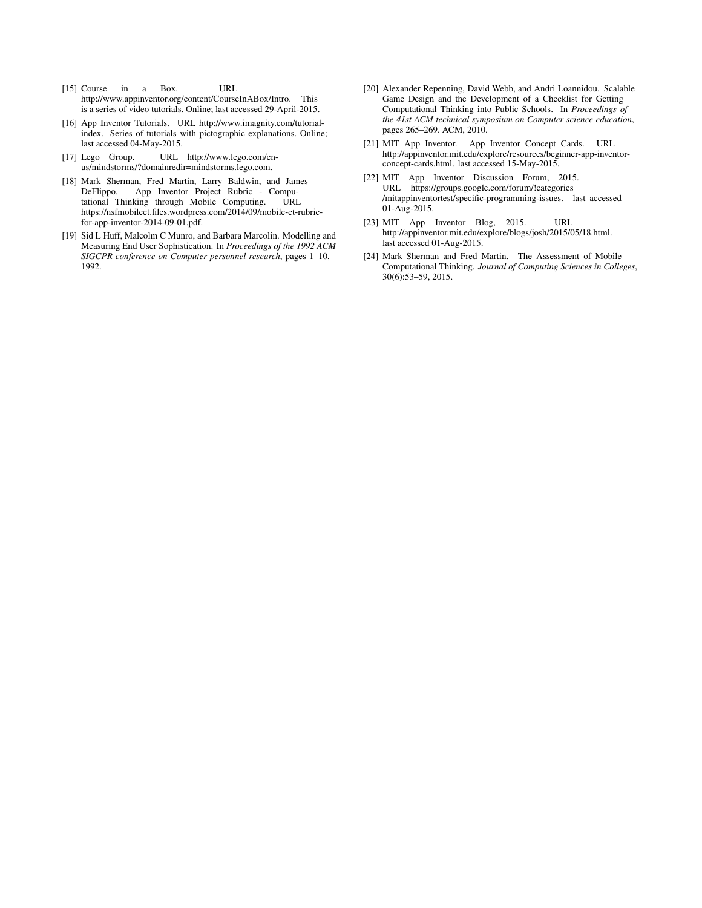[15] Course in a Box. URL http://www.appinventor.org/content/CourseInABox/Intro. This is a series of video tutorials. Online; last accessed 29-April-2015.

[16] App Inventor Tutorials. URL http://www.imagnity.com/tutorial-index. Series of tutorials with pictographic explanations. Online; last accessed 04-May-2015.

[17] Lego Group. URL http://www.lego.com/en-us/mindstorms/?domainredir=mindstorms.lego.com.

[18] Mark Sherman, Fred Martin, Larry Baldwin, and James DeFlippo. App Inventor Project Rubric - Computational Thinking through Mobile Computing. URL https://nsfmobilect.files.wordpress.com/2014/09/mobile-ct-rubric-for-app-inventor-2014-09-01.pdf.

[19] Sid L Huff, Malcolm C Munro, and Barbara Marcolin. Modelling and Measuring End User Sophistication. In *Proceedings of the 1992 ACM SIGCPR conference on Computer personnel research*, pages 1–10, 1992.

[20] Alexander Repenning, David Webb, and Andri Loannidou. Scalable Game Design and the Development of a Checklist for Getting Computational Thinking into Public Schools. In *Proceedings of the 41st ACM technical symposium on Computer science education*, pages 265–269. ACM, 2010.

[21] MIT App Inventor. App Inventor Concept Cards. URL http://appinventor.mit.edu/explore/resources/beginner-app-inventor-concept-cards.html. last accessed 15-May-2015.

[22] MIT App Inventor Discussion Forum, 2015. URL https://groups.google.com/forum/!categories /mitappinventortest/specific-programming-issues. last accessed 01-Aug-2015.

[23] MIT App Inventor Blog, 2015. URL http://appinventor.mit.edu/explore/blogs/josh/2015/05/18.html. last accessed 01-Aug-2015.

[24] Mark Sherman and Fred Martin. The Assessment of Mobile Computational Thinking. *Journal of Computing Sciences in Colleges*, 30(6):53–59, 2015.